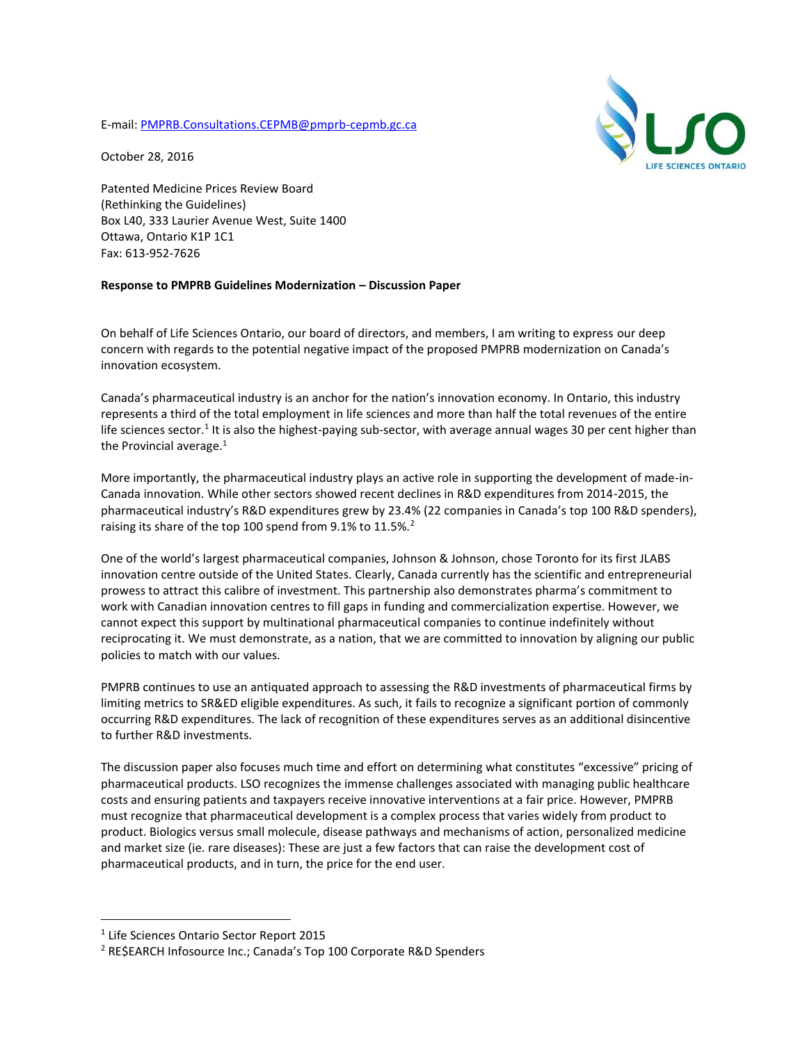E-mail: PMPRB.Consultations.CEPMB@pmprb-cepmb.gc.ca

October 28, 2016

Patented Medicine Prices Review Board
(Rethinking the Guidelines)
Box L40, 333 Laurier Avenue West, Suite 1400
Ottawa, Ontario K1P 1C1
Fax: 613-952-7626

**Response to PMPRB Guidelines Modernization – Discussion Paper**

On behalf of Life Sciences Ontario, our board of directors, and members, I am writing to express our deep concern with regards to the potential negative impact of the proposed PMPRB modernization on Canada's innovation ecosystem.

Canada's pharmaceutical industry is an anchor for the nation's innovation economy. In Ontario, this industry represents a third of the total employment in life sciences and more than half the total revenues of the entire life sciences sector.[1] It is also the highest-paying sub-sector, with average annual wages 30 per cent higher than the Provincial average.[1]

More importantly, the pharmaceutical industry plays an active role in supporting the development of made-in-Canada innovation. While other sectors showed recent declines in R&D expenditures from 2014-2015, the pharmaceutical industry's R&D expenditures grew by 23.4% (22 companies in Canada's top 100 R&D spenders), raising its share of the top 100 spend from 9.1% to 11.5%.[2]

One of the world's largest pharmaceutical companies, Johnson & Johnson, chose Toronto for its first JLABS innovation centre outside of the United States. Clearly, Canada currently has the scientific and entrepreneurial prowess to attract this calibre of investment. This partnership also demonstrates pharma's commitment to work with Canadian innovation centres to fill gaps in funding and commercialization expertise. However, we cannot expect this support by multinational pharmaceutical companies to continue indefinitely without reciprocating it. We must demonstrate, as a nation, that we are committed to innovation by aligning our public policies to match with our values.

PMPRB continues to use an antiquated approach to assessing the R&D investments of pharmaceutical firms by limiting metrics to SR&ED eligible expenditures. As such, it fails to recognize a significant portion of commonly occurring R&D expenditures. The lack of recognition of these expenditures serves as an additional disincentive to further R&D investments.

The discussion paper also focuses much time and effort on determining what constitutes "excessive" pricing of pharmaceutical products. LSO recognizes the immense challenges associated with managing public healthcare costs and ensuring patients and taxpayers receive innovative interventions at a fair price. However, PMPRB must recognize that pharmaceutical development is a complex process that varies widely from product to product. Biologics versus small molecule, disease pathways and mechanisms of action, personalized medicine and market size (ie. rare diseases): These are just a few factors that can raise the development cost of pharmaceutical products, and in turn, the price for the end user.

---

[1] Life Sciences Ontario Sector Report 2015

[2] RE$EARCH Infosource Inc.; Canada's Top 100 Corporate R&D Spenders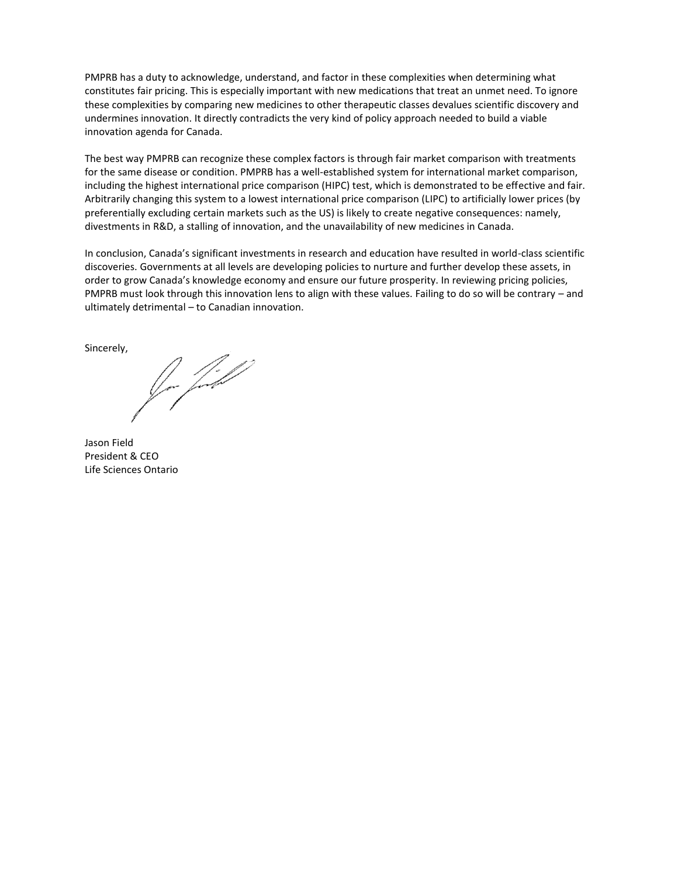PMPRB has a duty to acknowledge, understand, and factor in these complexities when determining what constitutes fair pricing. This is especially important with new medications that treat an unmet need. To ignore these complexities by comparing new medicines to other therapeutic classes devalues scientific discovery and undermines innovation. It directly contradicts the very kind of policy approach needed to build a viable innovation agenda for Canada.

The best way PMPRB can recognize these complex factors is through fair market comparison with treatments for the same disease or condition. PMPRB has a well-established system for international market comparison, including the highest international price comparison (HIPC) test, which is demonstrated to be effective and fair. Arbitrarily changing this system to a lowest international price comparison (LIPC) to artificially lower prices (by preferentially excluding certain markets such as the US) is likely to create negative consequences: namely, divestments in R&D, a stalling of innovation, and the unavailability of new medicines in Canada.

In conclusion, Canada's significant investments in research and education have resulted in world-class scientific discoveries. Governments at all levels are developing policies to nurture and further develop these assets, in order to grow Canada's knowledge economy and ensure our future prosperity. In reviewing pricing policies, PMPRB must look through this innovation lens to align with these values. Failing to do so will be contrary – and ultimately detrimental – to Canadian innovation.

Sincerely,

Jason Field
President & CEO
Life Sciences Ontario